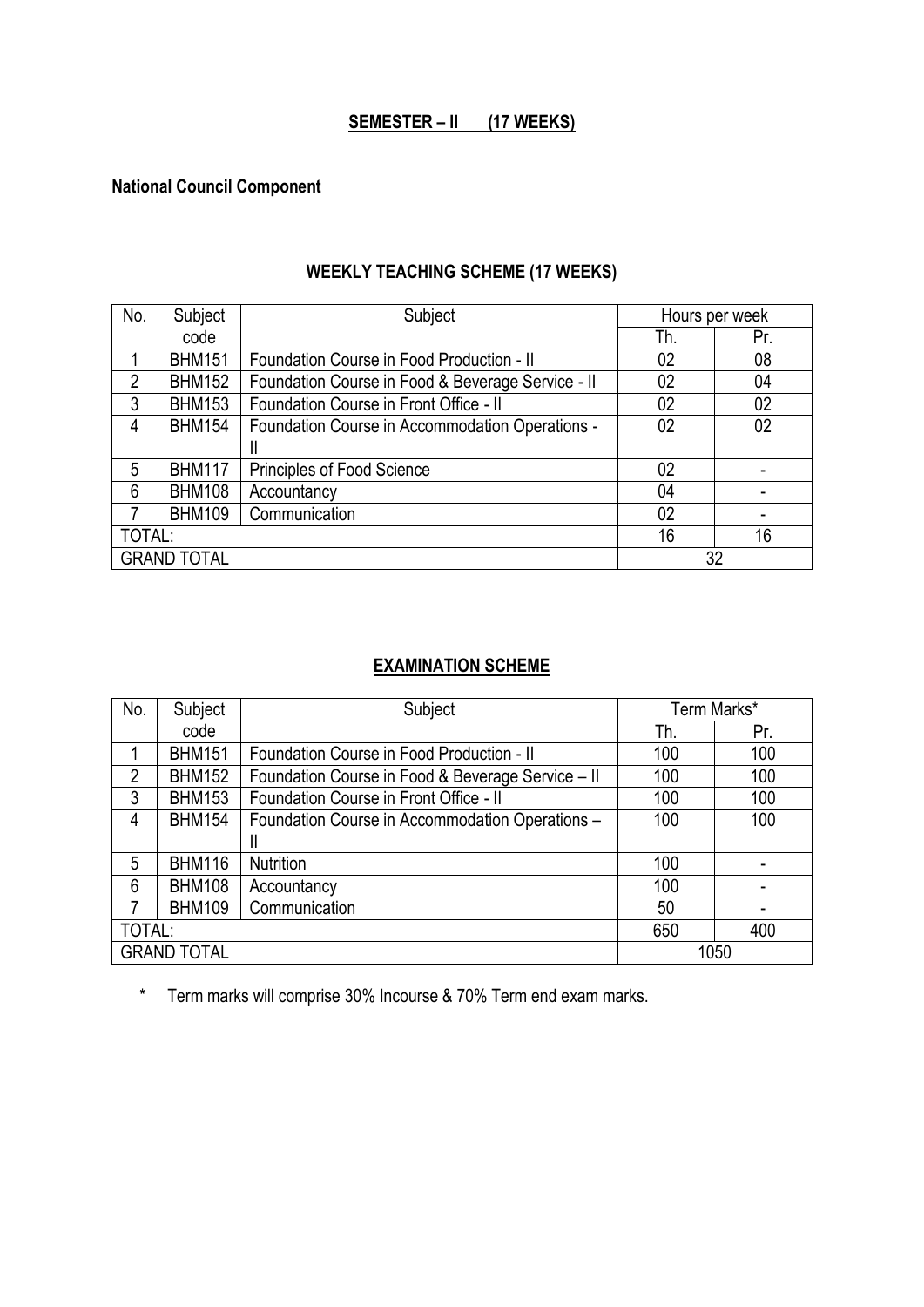## SEMESTER – II (17 WEEKS)

**National Council Component**

### WEEKLY TEACHING SCHEME (17 WEEKS)

| No. | Subject code | Subject | Hours per week | |
|---|---|---|---|---|
| | | | Th. | Pr. |
| 1 | BHM151 | Foundation Course in Food Production - II | 02 | 08 |
| 2 | BHM152 | Foundation Course in Food & Beverage Service - II | 02 | 04 |
| 3 | BHM153 | Foundation Course in Front Office - II | 02 | 02 |
| 4 | BHM154 | Foundation Course in Accommodation Operations - II | 02 | 02 |
| 5 | BHM117 | Principles of Food Science | 02 | - |
| 6 | BHM108 | Accountancy | 04 | - |
| 7 | BHM109 | Communication | 02 | - |
| TOTAL: | | | 16 | 16 |
| GRAND TOTAL | | | 32 | |

### EXAMINATION SCHEME

| No. | Subject code | Subject | Term Marks* | |
|---|---|---|---|---|
| | | | Th. | Pr. |
| 1 | BHM151 | Foundation Course in Food Production - II | 100 | 100 |
| 2 | BHM152 | Foundation Course in Food & Beverage Service – II | 100 | 100 |
| 3 | BHM153 | Foundation Course in Front Office - II | 100 | 100 |
| 4 | BHM154 | Foundation Course in Accommodation Operations – II | 100 | 100 |
| 5 | BHM116 | Nutrition | 100 | - |
| 6 | BHM108 | Accountancy | 100 | - |
| 7 | BHM109 | Communication | 50 | - |
| TOTAL: | | | 650 | 400 |
| GRAND TOTAL | | | 1050 | |

\* Term marks will comprise 30% Incourse & 70% Term end exam marks.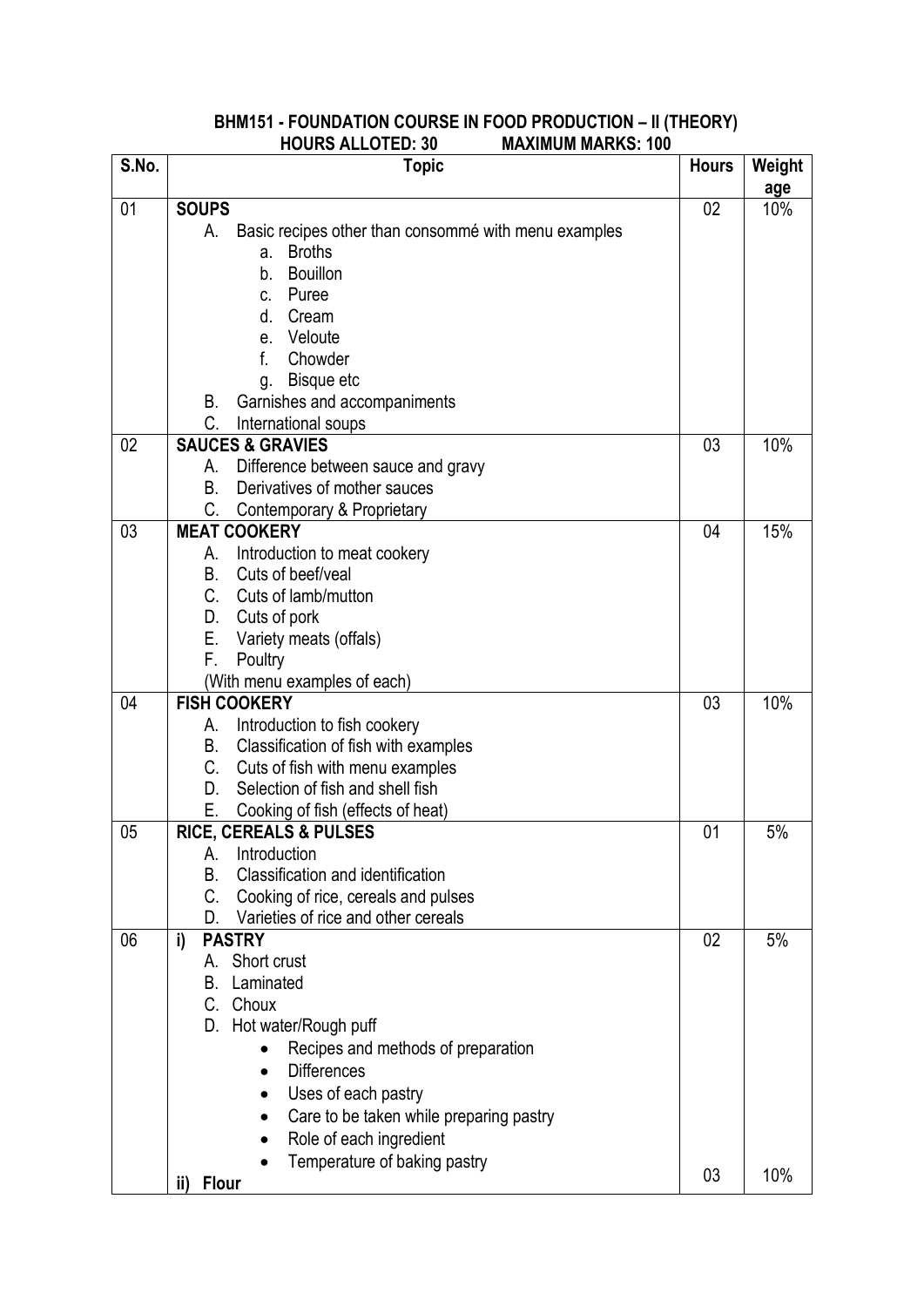## BHM151 - FOUNDATION COURSE IN FOOD PRODUCTION – II (THEORY)

**HOURS ALLOTED: 30 MAXIMUM MARKS: 100**

| S.No. | Topic | Hours | Weightage |
|---|---|---|---|
| 01 | **SOUPS**<br>A. Basic recipes other than consommé with menu examples<br>a. Broths<br>b. Bouillon<br>c. Puree<br>d. Cream<br>e. Veloute<br>f. Chowder<br>g. Bisque etc<br>B. Garnishes and accompaniments<br>C. International soups | 02 | 10% |
| 02 | **SAUCES & GRAVIES**<br>A. Difference between sauce and gravy<br>B. Derivatives of mother sauces<br>C. Contemporary & Proprietary | 03 | 10% |
| 03 | **MEAT COOKERY**<br>A. Introduction to meat cookery<br>B. Cuts of beef/veal<br>C. Cuts of lamb/mutton<br>D. Cuts of pork<br>E. Variety meats (offals)<br>F. Poultry<br>(With menu examples of each) | 04 | 15% |
| 04 | **FISH COOKERY**<br>A. Introduction to fish cookery<br>B. Classification of fish with examples<br>C. Cuts of fish with menu examples<br>D. Selection of fish and shell fish<br>E. Cooking of fish (effects of heat) | 03 | 10% |
| 05 | **RICE, CEREALS & PULSES**<br>A. Introduction<br>B. Classification and identification<br>C. Cooking of rice, cereals and pulses<br>D. Varieties of rice and other cereals | 01 | 5% |
| 06 | **i) PASTRY**<br>A. Short crust<br>B. Laminated<br>C. Choux<br>D. Hot water/Rough puff<br>• Recipes and methods of preparation<br>• Differences<br>• Uses of each pastry<br>• Care to be taken while preparing pastry<br>• Role of each ingredient<br>• Temperature of baking pastry | 02 | 5% |
| | **ii) Flour** | 03 | 10% |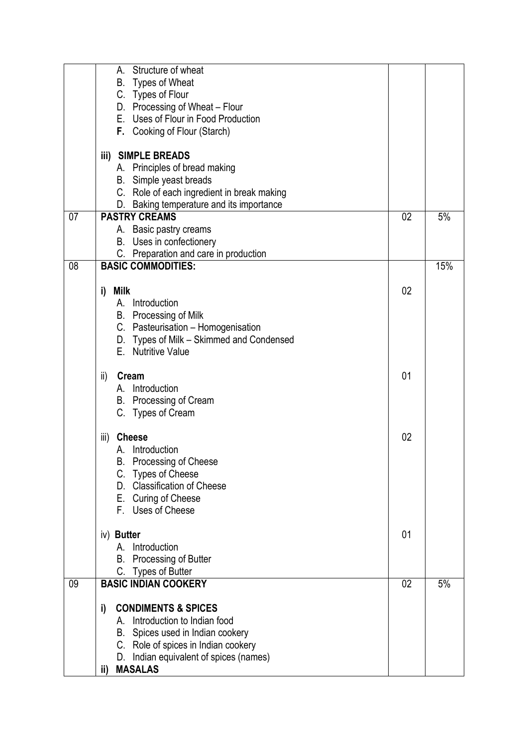| | | | |
|---|---|---|---|
| | A. Structure of wheat<br>B. Types of Wheat<br>C. Types of Flour<br>D. Processing of Wheat – Flour<br>E. Uses of Flour in Food Production<br>**F.** Cooking of Flour (Starch)<br><br>**iii) SIMPLE BREADS**<br>A. Principles of bread making<br>B. Simple yeast breads<br>C. Role of each ingredient in break making<br>D. Baking temperature and its importance | | |
| 07 | **PASTRY CREAMS**<br>A. Basic pastry creams<br>B. Uses in confectionery<br>C. Preparation and care in production | 02 | 5% |
| 08 | **BASIC COMMODITIES:** | | 15% |
| | **i) Milk**<br>A. Introduction<br>B. Processing of Milk<br>C. Pasteurisation – Homogenisation<br>D. Types of Milk – Skimmed and Condensed<br>E. Nutritive Value | 02 | |
| | ii) **Cream**<br>A. Introduction<br>B. Processing of Cream<br>C. Types of Cream | 01 | |
| | iii) **Cheese**<br>A. Introduction<br>B. Processing of Cheese<br>C. Types of Cheese<br>D. Classification of Cheese<br>E. Curing of Cheese<br>F. Uses of Cheese | 02 | |
| | iv) **Butter**<br>A. Introduction<br>B. Processing of Butter<br>C. Types of Butter | 01 | |
| 09 | **BASIC INDIAN COOKERY**<br><br>**i) CONDIMENTS & SPICES**<br>A. Introduction to Indian food<br>B. Spices used in Indian cookery<br>C. Role of spices in Indian cookery<br>D. Indian equivalent of spices (names)<br>**ii) MASALAS** | 02 | 5% |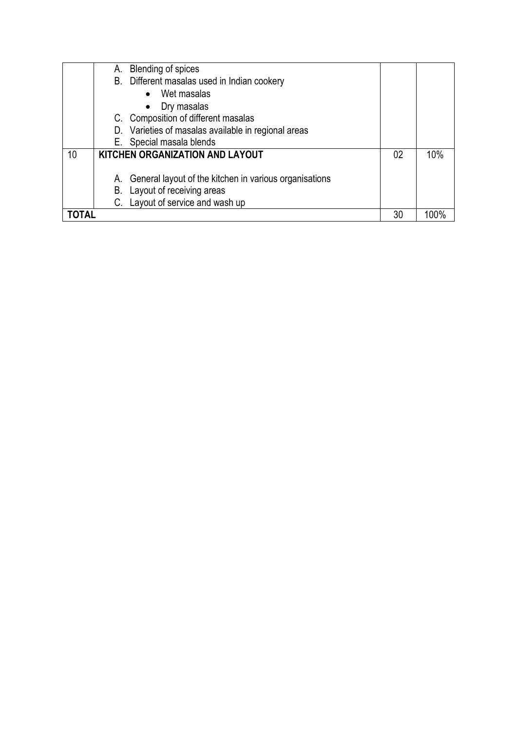|  |  |  |  |
|---|---|---|---|
|  | A. Blending of spices<br>B. Different masalas used in Indian cookery<br>• Wet masalas<br>• Dry masalas<br>C. Composition of different masalas<br>D. Varieties of masalas available in regional areas<br>E. Special masala blends |  |  |
| 10 | **KITCHEN ORGANIZATION AND LAYOUT**<br><br>A. General layout of the kitchen in various organisations<br>B. Layout of receiving areas<br>C. Layout of service and wash up | 02 | 10% |
| **TOTAL** |  | 30 | 100% |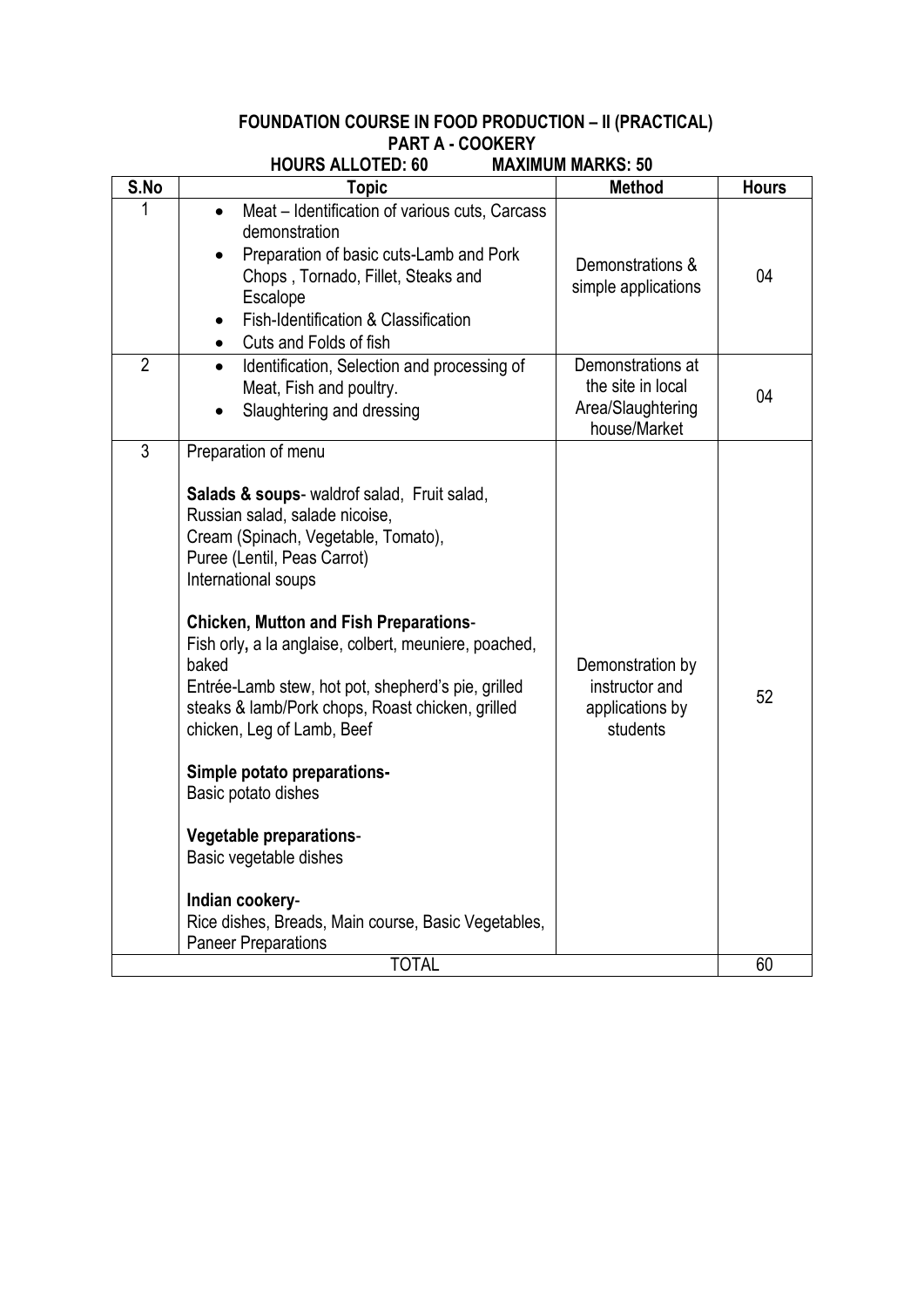## FOUNDATION COURSE IN FOOD PRODUCTION – II (PRACTICAL)

### PART A - COOKERY

**HOURS ALLOTED: 60 MAXIMUM MARKS: 50**

| S.No | Topic | Method | Hours |
|---|---|---|---|
| 1 | • Meat – Identification of various cuts, Carcass demonstration<br>• Preparation of basic cuts-Lamb and Pork Chops , Tornado, Fillet, Steaks and Escalope<br>• Fish-Identification & Classification<br>• Cuts and Folds of fish | Demonstrations & simple applications | 04 |
| 2 | • Identification, Selection and processing of Meat, Fish and poultry.<br>• Slaughtering and dressing | Demonstrations at the site in local Area/Slaughtering house/Market | 04 |
| 3 | Preparation of menu<br><br>**Salads & soups**- waldrof salad, Fruit salad, Russian salad, salade nicoise, Cream (Spinach, Vegetable, Tomato), Puree (Lentil, Peas Carrot) International soups<br><br>**Chicken, Mutton and Fish Preparations**- Fish orly**,** a la anglaise, colbert, meuniere, poached, baked<br>Entrée-Lamb stew, hot pot, shepherd's pie, grilled steaks & lamb/Pork chops, Roast chicken, grilled chicken, Leg of Lamb, Beef<br><br>**Simple potato preparations-**<br>Basic potato dishes<br><br>**Vegetable preparations**-<br>Basic vegetable dishes<br><br>**Indian cookery**-<br>Rice dishes, Breads, Main course, Basic Vegetables, Paneer Preparations | Demonstration by instructor and applications by students | 52 |
| TOTAL | | | 60 |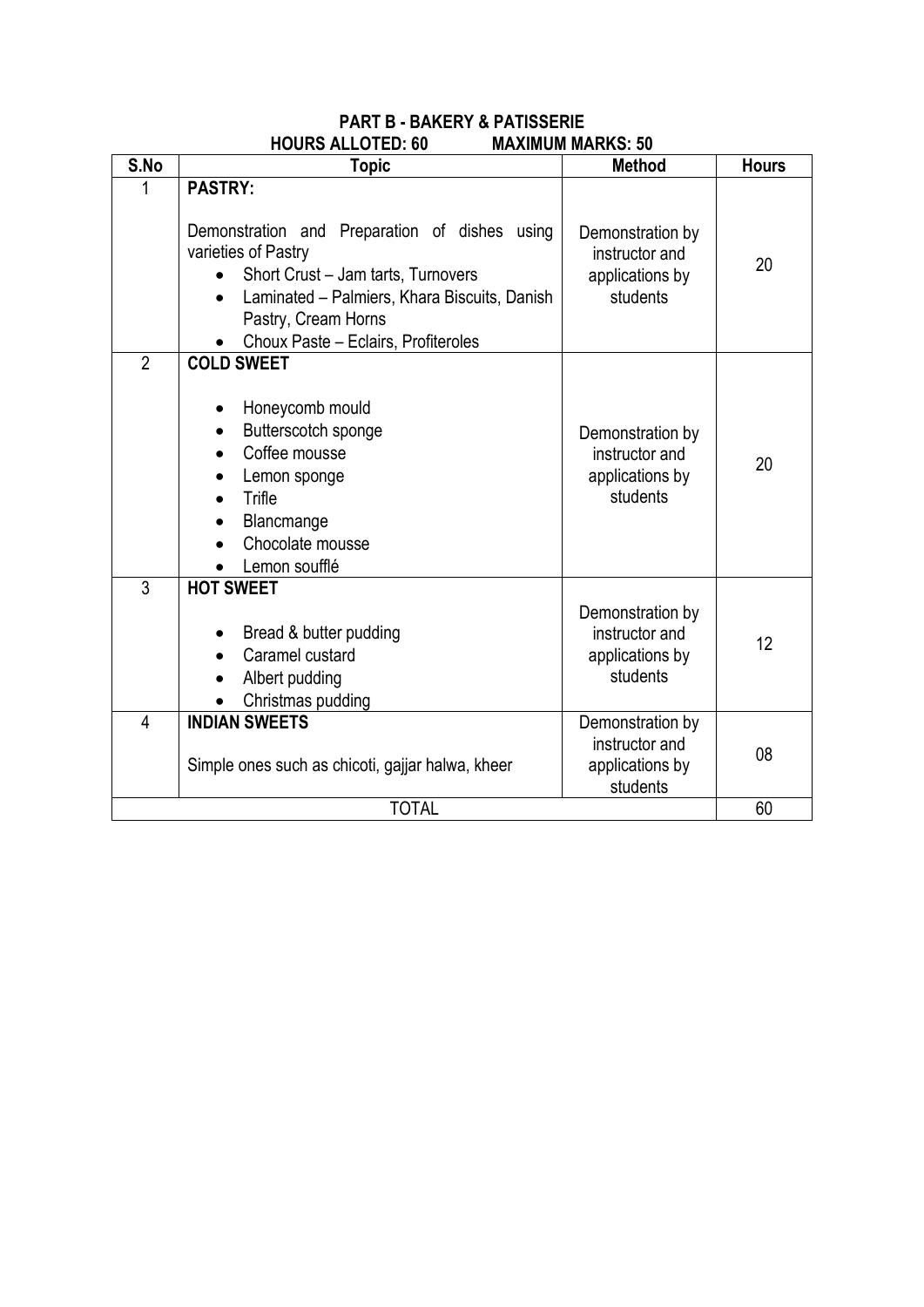## PART B - BAKERY & PATISSERIE

**HOURS ALLOTED: 60 MAXIMUM MARKS: 50**

| S.No | Topic | Method | Hours |
|---|---|---|---|
| 1 | **PASTRY:**<br><br>Demonstration and Preparation of dishes using varieties of Pastry<br>• Short Crust – Jam tarts, Turnovers<br>• Laminated – Palmiers, Khara Biscuits, Danish Pastry, Cream Horns<br>• Choux Paste – Eclairs, Profiteroles | Demonstration by instructor and applications by students | 20 |
| 2 | **COLD SWEET**<br><br>• Honeycomb mould<br>• Butterscotch sponge<br>• Coffee mousse<br>• Lemon sponge<br>• Trifle<br>• Blancmange<br>• Chocolate mousse<br>• Lemon soufflé | Demonstration by instructor and applications by students | 20 |
| 3 | **HOT SWEET**<br><br>• Bread & butter pudding<br>• Caramel custard<br>• Albert pudding<br>• Christmas pudding | Demonstration by instructor and applications by students | 12 |
| 4 | **INDIAN SWEETS**<br><br>Simple ones such as chicoti, gajjar halwa, kheer | Demonstration by instructor and applications by students | 08 |
| | TOTAL | | 60 |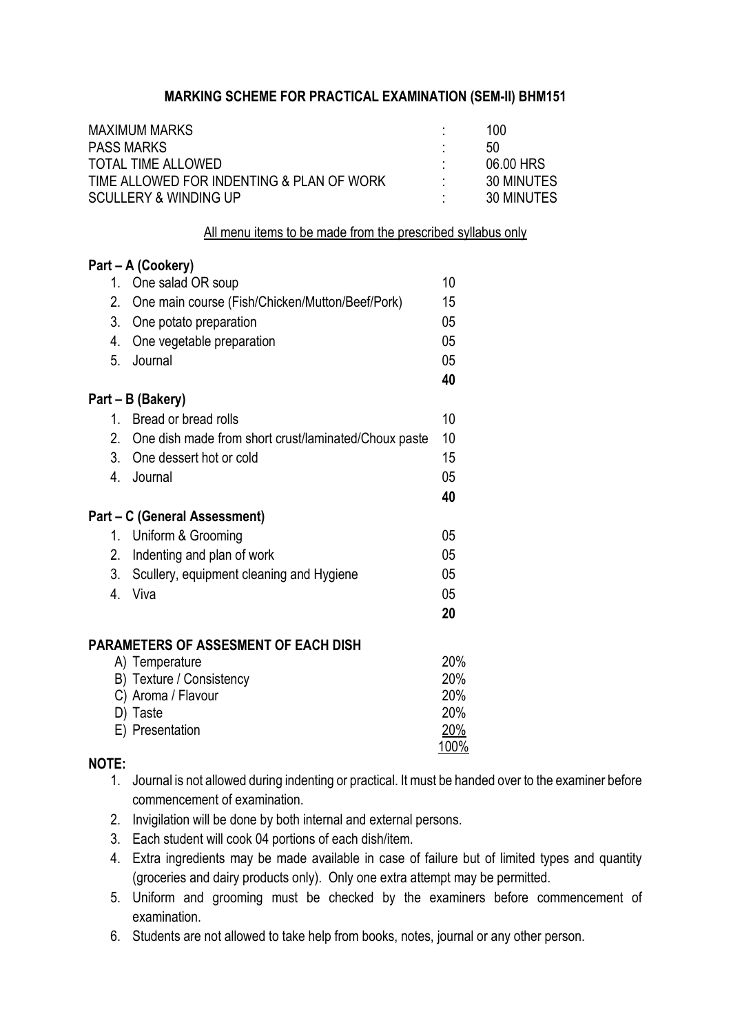## MARKING SCHEME FOR PRACTICAL EXAMINATION (SEM-II) BHM151

| | | |
|---|---|---|
| MAXIMUM MARKS | : | 100 |
| PASS MARKS | : | 50 |
| TOTAL TIME ALLOWED | : | 06.00 HRS |
| TIME ALLOWED FOR INDENTING & PLAN OF WORK | : | 30 MINUTES |
| SCULLERY & WINDING UP | : | 30 MINUTES |

<u>All menu items to be made from the prescribed syllabus only</u>

**Part – A (Cookery)**

| | | |
|---|---|---|
| 1. | One salad OR soup | 10 |
| 2. | One main course (Fish/Chicken/Mutton/Beef/Pork) | 15 |
| 3. | One potato preparation | 05 |
| 4. | One vegetable preparation | 05 |
| 5. | Journal | 05 |
| | | **40** |

**Part – B (Bakery)**

| | | |
|---|---|---|
| 1. | Bread or bread rolls | 10 |
| 2. | One dish made from short crust/laminated/Choux paste | 10 |
| 3. | One dessert hot or cold | 15 |
| 4. | Journal | 05 |
| | | **40** |

**Part – C (General Assessment)**

| | | |
|---|---|---|
| 1. | Uniform & Grooming | 05 |
| 2. | Indenting and plan of work | 05 |
| 3. | Scullery, equipment cleaning and Hygiene | 05 |
| 4. | Viva | 05 |
| | | **20** |

**PARAMETERS OF ASSESMENT OF EACH DISH**

| | |
|---|---|
| A) Temperature | 20% |
| B) Texture / Consistency | 20% |
| C) Aroma / Flavour | 20% |
| D) Taste | 20% |
| E) Presentation | 20% |
| | 100% |

**NOTE:**

1. Journal is not allowed during indenting or practical. It must be handed over to the examiner before commencement of examination.
2. Invigilation will be done by both internal and external persons.
3. Each student will cook 04 portions of each dish/item.
4. Extra ingredients may be made available in case of failure but of limited types and quantity (groceries and dairy products only). Only one extra attempt may be permitted.
5. Uniform and grooming must be checked by the examiners before commencement of examination.
6. Students are not allowed to take help from books, notes, journal or any other person.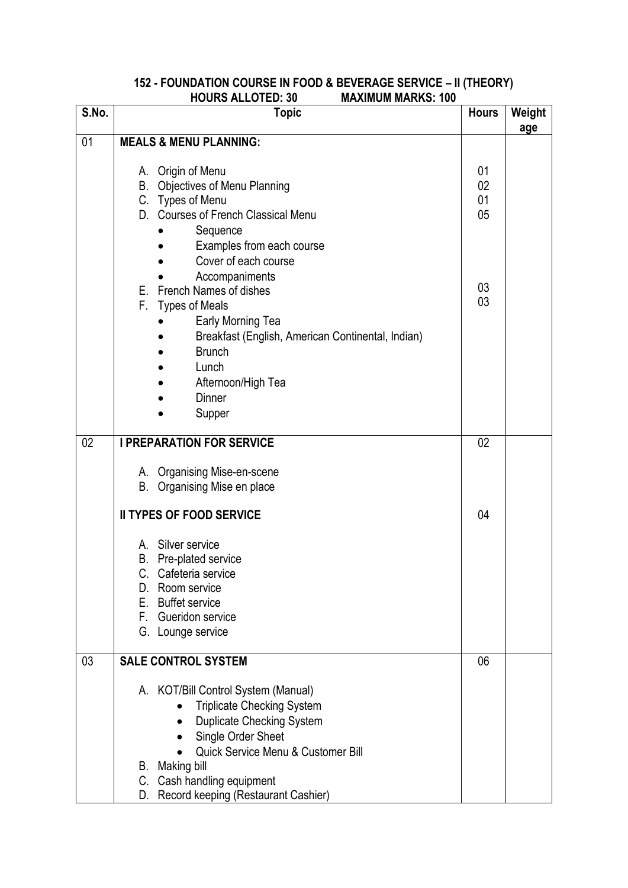## 152 - FOUNDATION COURSE IN FOOD & BEVERAGE SERVICE – II (THEORY)

**HOURS ALLOTED: 30 MAXIMUM MARKS: 100**

| S.No. | Topic | Hours | Weightage |
|---|---|---|---|
| 01 | **MEALS & MENU PLANNING:**<br><br>A. Origin of Menu<br>B. Objectives of Menu Planning<br>C. Types of Menu<br>D. Courses of French Classical Menu<br>• Sequence<br>• Examples from each course<br>• Cover of each course<br>• Accompaniments<br>E. French Names of dishes<br>F. Types of Meals<br>• Early Morning Tea<br>• Breakfast (English, American Continental, Indian)<br>• Brunch<br>• Lunch<br>• Afternoon/High Tea<br>• Dinner<br>• Supper | <br><br>01<br>02<br>01<br>05<br><br><br><br><br>03<br>03 | |
| 02 | **I PREPARATION FOR SERVICE**<br><br>A. Organising Mise-en-scene<br>B. Organising Mise en place<br><br>**II TYPES OF FOOD SERVICE**<br><br>A. Silver service<br>B. Pre-plated service<br>C. Cafeteria service<br>D. Room service<br>E. Buffet service<br>F. Gueridon service<br>G. Lounge service | 02<br><br><br><br><br>04 | |
| 03 | **SALE CONTROL SYSTEM**<br><br>A. KOT/Bill Control System (Manual)<br>• Triplicate Checking System<br>• Duplicate Checking System<br>• Single Order Sheet<br>• Quick Service Menu & Customer Bill<br>B. Making bill<br>C. Cash handling equipment<br>D. Record keeping (Restaurant Cashier) | 06 | |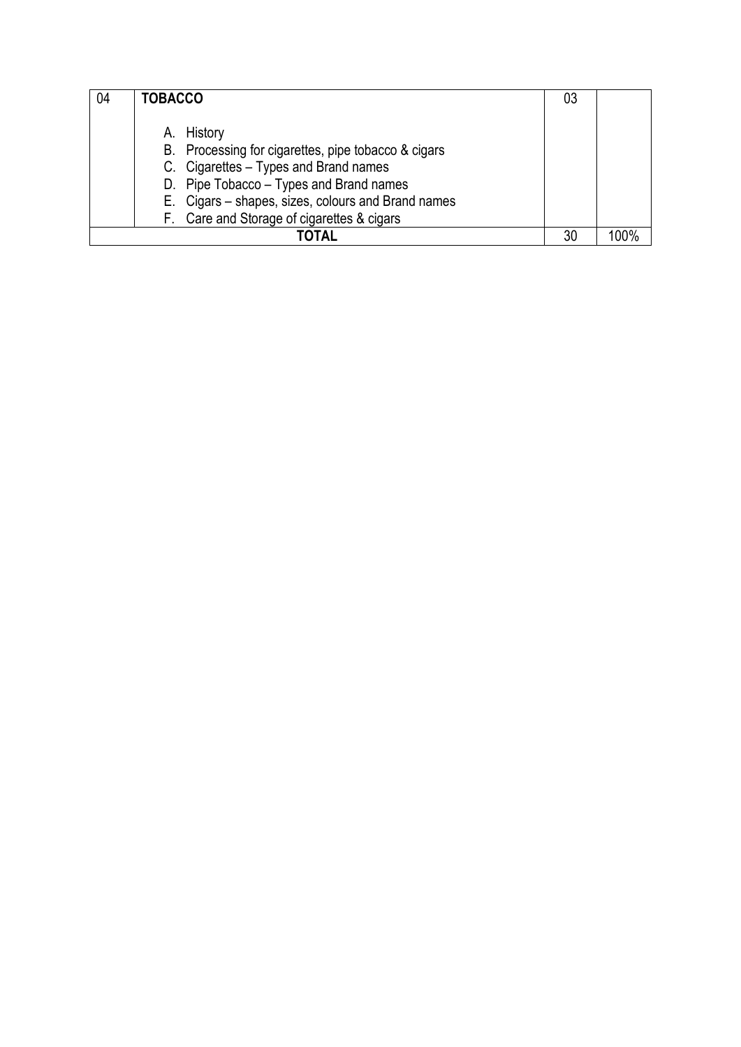| 04 | **TOBACCO**<br><br>A. History<br>B. Processing for cigarettes, pipe tobacco & cigars<br>C. Cigarettes – Types and Brand names<br>D. Pipe Tobacco – Types and Brand names<br>E. Cigars – shapes, sizes, colours and Brand names<br>F. Care and Storage of cigarettes & cigars | 03 | |
|---|---|---|---|
| **TOTAL** | | 30 | 100% |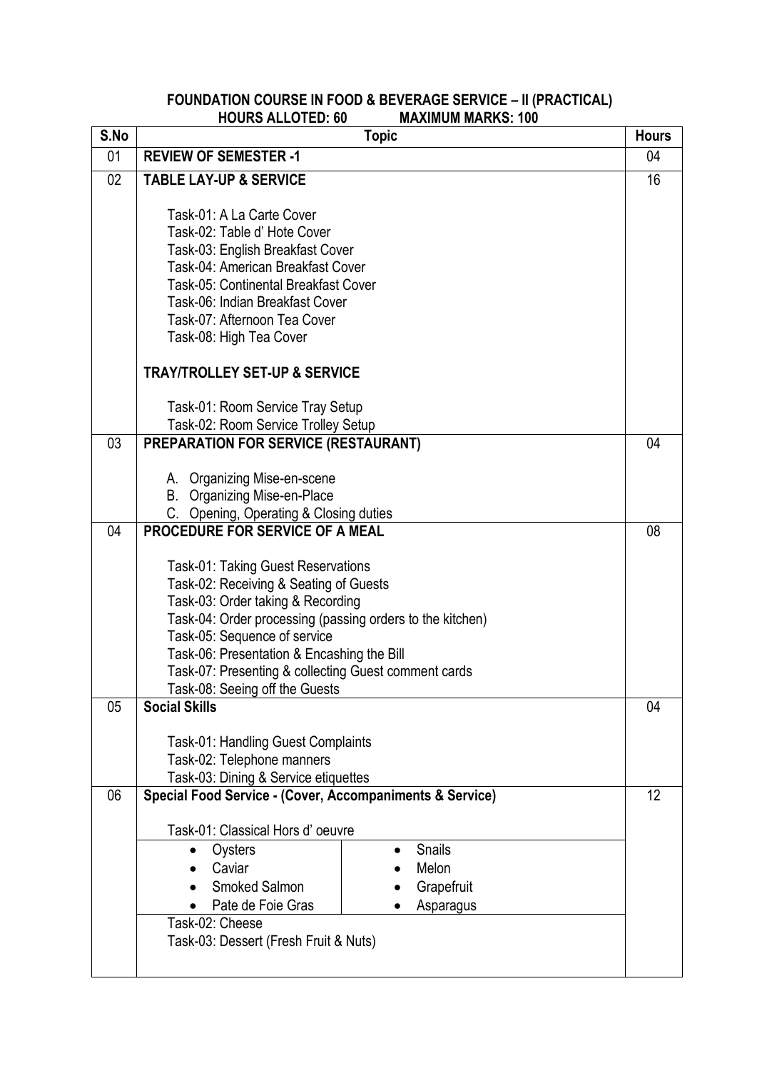## FOUNDATION COURSE IN FOOD & BEVERAGE SERVICE – II (PRACTICAL)

**HOURS ALLOTED: 60 MAXIMUM MARKS: 100**

| S.No | Topic | Hours |
|---|---|---|
| 01 | **REVIEW OF SEMESTER -1** | 04 |
| 02 | **TABLE LAY-UP & SERVICE**<br><br>Task-01: A La Carte Cover<br>Task-02: Table d' Hote Cover<br>Task-03: English Breakfast Cover<br>Task-04: American Breakfast Cover<br>Task-05: Continental Breakfast Cover<br>Task-06: Indian Breakfast Cover<br>Task-07: Afternoon Tea Cover<br>Task-08: High Tea Cover<br><br>**TRAY/TROLLEY SET-UP & SERVICE**<br><br>Task-01: Room Service Tray Setup<br>Task-02: Room Service Trolley Setup | 16 |
| 03 | **PREPARATION FOR SERVICE (RESTAURANT)**<br><br>A. Organizing Mise-en-scene<br>B. Organizing Mise-en-Place<br>C. Opening, Operating & Closing duties | 04 |
| 04 | **PROCEDURE FOR SERVICE OF A MEAL**<br><br>Task-01: Taking Guest Reservations<br>Task-02: Receiving & Seating of Guests<br>Task-03: Order taking & Recording<br>Task-04: Order processing (passing orders to the kitchen)<br>Task-05: Sequence of service<br>Task-06: Presentation & Encashing the Bill<br>Task-07: Presenting & collecting Guest comment cards<br>Task-08: Seeing off the Guests | 08 |
| 05 | **Social Skills**<br><br>Task-01: Handling Guest Complaints<br>Task-02: Telephone manners<br>Task-03: Dining & Service etiquettes | 04 |
| 06 | **Special Food Service - (Cover, Accompaniments & Service)**<br><br>Task-01: Classical Hors d' oeuvre<br>• Oysters • Snails<br>• Caviar • Melon<br>• Smoked Salmon • Grapefruit<br>• Pate de Foie Gras • Asparagus<br>Task-02: Cheese<br>Task-03: Dessert (Fresh Fruit & Nuts) | 12 |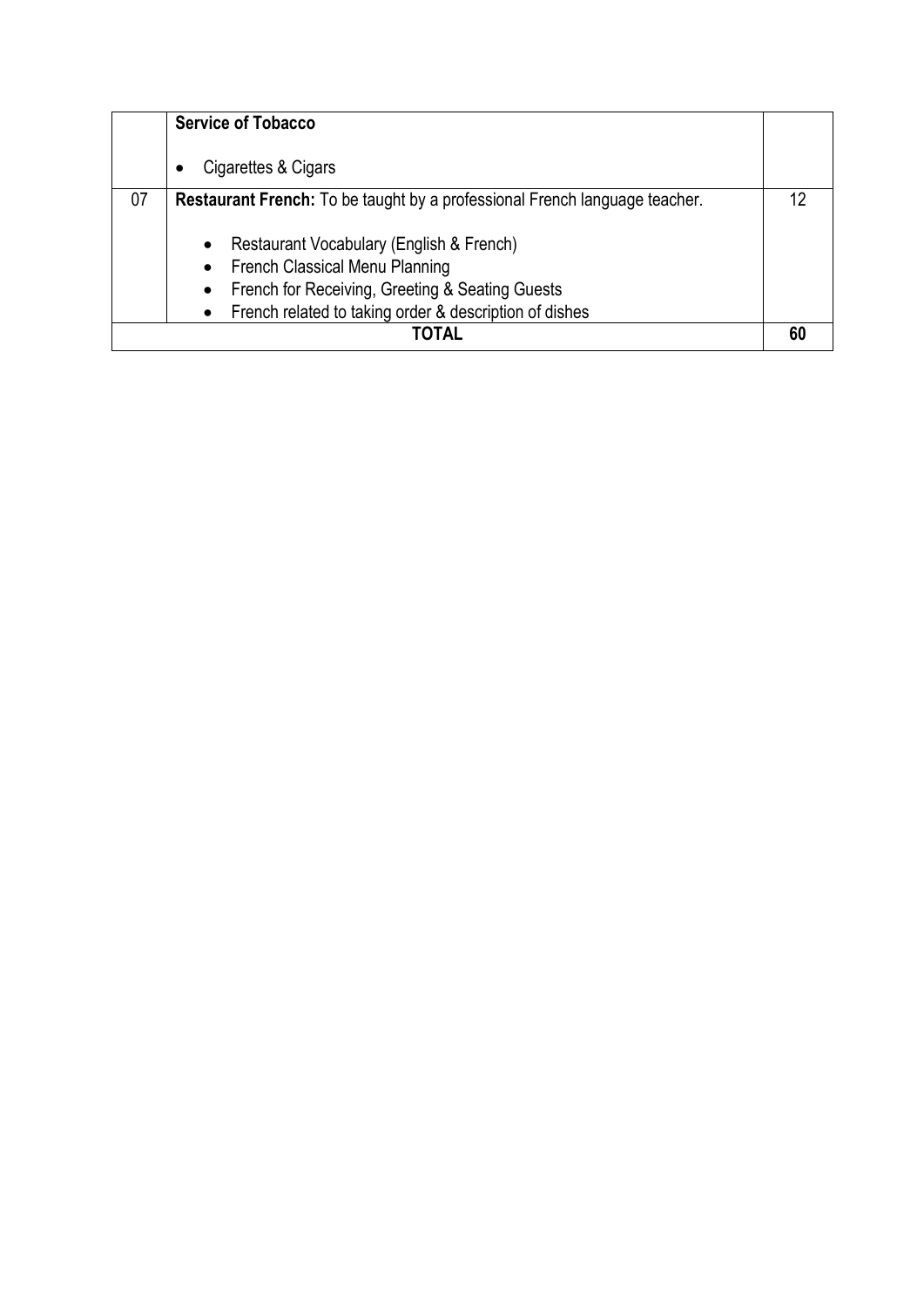|  |  |  |
|---|---|---|
|  | **Service of Tobacco**<br><br>• Cigarettes & Cigars |  |
| 07 | **Restaurant French:** To be taught by a professional French language teacher.<br><br>• Restaurant Vocabulary (English & French)<br>• French Classical Menu Planning<br>• French for Receiving, Greeting & Seating Guests<br>• French related to taking order & description of dishes | 12 |
| **TOTAL** |  | **60** |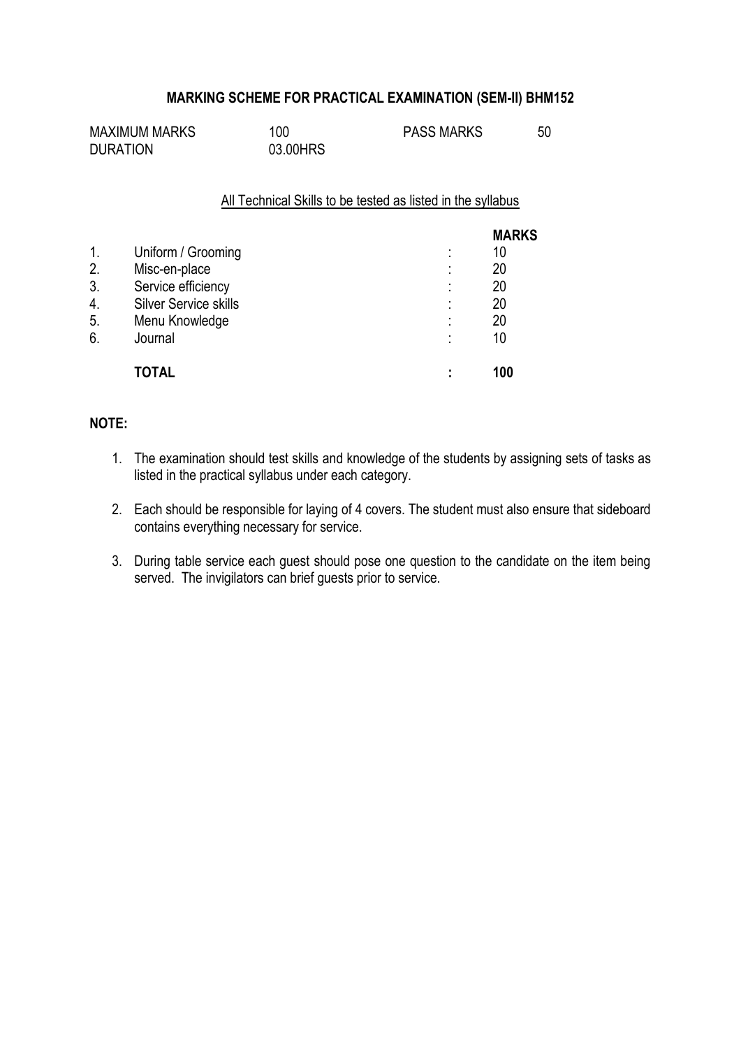## MARKING SCHEME FOR PRACTICAL EXAMINATION (SEM-II) BHM152

| | | | |
|---|---|---|---|
| MAXIMUM MARKS | 100 | PASS MARKS | 50 |
| DURATION | 03.00HRS | | |

All Technical Skills to be tested as listed in the syllabus

| | | | **MARKS** |
|---|---|---|---|
| 1. | Uniform / Grooming | : | 10 |
| 2. | Misc-en-place | : | 20 |
| 3. | Service efficiency | : | 20 |
| 4. | Silver Service skills | : | 20 |
| 5. | Menu Knowledge | : | 20 |
| 6. | Journal | : | 10 |
| | **TOTAL** | **:** | **100** |

**NOTE:**

1. The examination should test skills and knowledge of the students by assigning sets of tasks as listed in the practical syllabus under each category.
2. Each should be responsible for laying of 4 covers. The student must also ensure that sideboard contains everything necessary for service.
3. During table service each guest should pose one question to the candidate on the item being served. The invigilators can brief guests prior to service.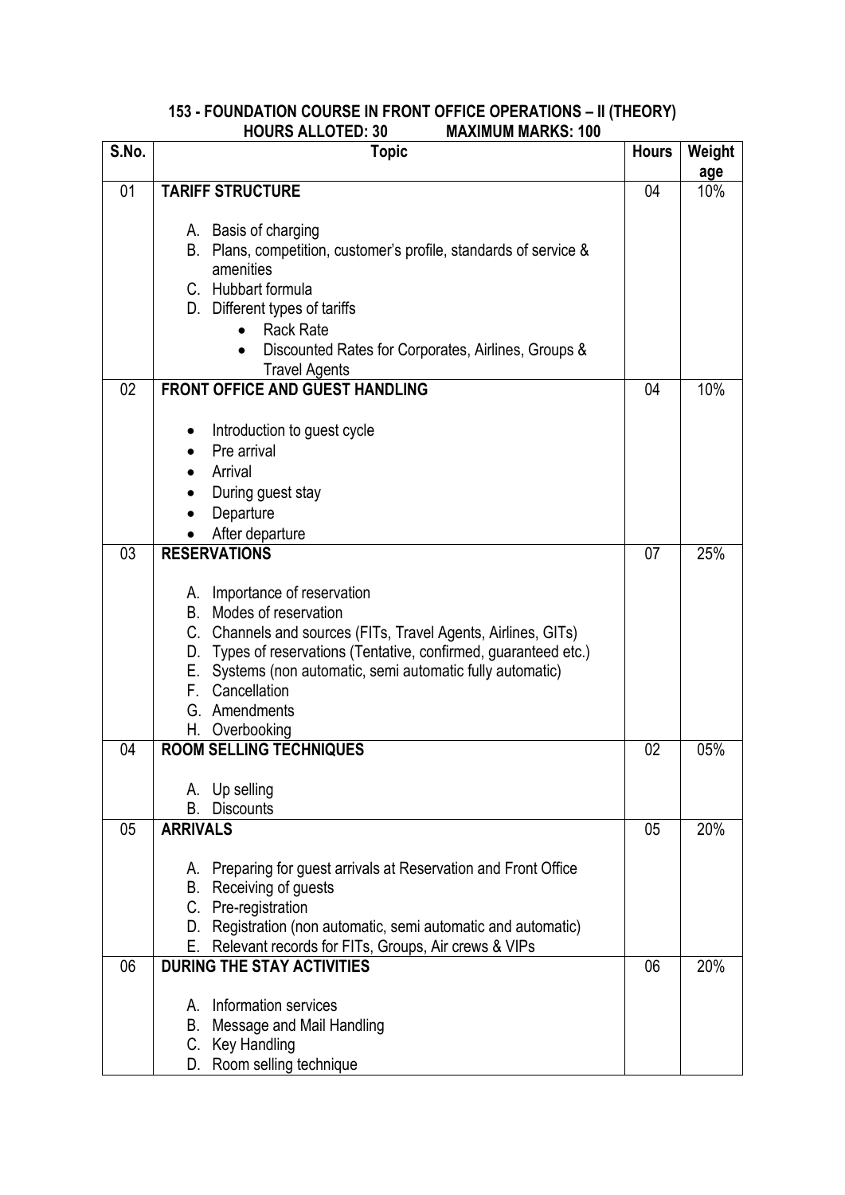## 153 - FOUNDATION COURSE IN FRONT OFFICE OPERATIONS – II (THEORY)

**HOURS ALLOTED: 30 MAXIMUM MARKS: 100**

| S.No. | Topic | Hours | Weight age |
|---|---|---|---|
| 01 | **TARIFF STRUCTURE**<br><br>A. Basis of charging<br>B. Plans, competition, customer's profile, standards of service & amenities<br>C. Hubbart formula<br>D. Different types of tariffs<br>• Rack Rate<br>• Discounted Rates for Corporates, Airlines, Groups & Travel Agents | 04 | 10% |
| 02 | **FRONT OFFICE AND GUEST HANDLING**<br><br>• Introduction to guest cycle<br>• Pre arrival<br>• Arrival<br>• During guest stay<br>• Departure<br>• After departure | 04 | 10% |
| 03 | **RESERVATIONS**<br><br>A. Importance of reservation<br>B. Modes of reservation<br>C. Channels and sources (FITs, Travel Agents, Airlines, GITs)<br>D. Types of reservations (Tentative, confirmed, guaranteed etc.)<br>E. Systems (non automatic, semi automatic fully automatic)<br>F. Cancellation<br>G. Amendments<br>H. Overbooking | 07 | 25% |
| 04 | **ROOM SELLING TECHNIQUES**<br><br>A. Up selling<br>B. Discounts | 02 | 05% |
| 05 | **ARRIVALS**<br><br>A. Preparing for guest arrivals at Reservation and Front Office<br>B. Receiving of guests<br>C. Pre-registration<br>D. Registration (non automatic, semi automatic and automatic)<br>E. Relevant records for FITs, Groups, Air crews & VIPs | 05 | 20% |
| 06 | **DURING THE STAY ACTIVITIES**<br><br>A. Information services<br>B. Message and Mail Handling<br>C. Key Handling<br>D. Room selling technique | 06 | 20% |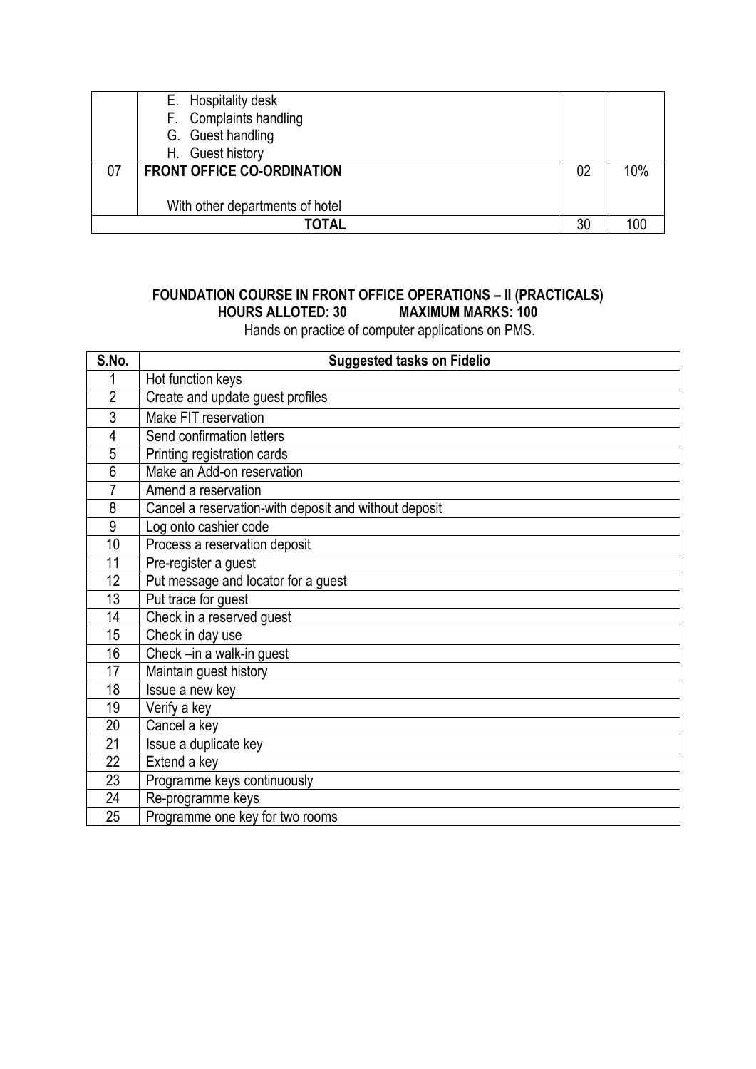|  | E. Hospitality desk<br>F. Complaints handling<br>G. Guest handling<br>H. Guest history |  |  |
|---|---|---|---|
| 07 | **FRONT OFFICE CO-ORDINATION**<br><br>With other departments of hotel | 02 | 10% |
| **TOTAL** |  | 30 | 100 |

**FOUNDATION COURSE IN FRONT OFFICE OPERATIONS – II (PRACTICALS)**
**HOURS ALLOTED: 30 MAXIMUM MARKS: 100**

Hands on practice of computer applications on PMS.

| S.No. | Suggested tasks on Fidelio |
|---|---|
| 1 | Hot function keys |
| 2 | Create and update guest profiles |
| 3 | Make FIT reservation |
| 4 | Send confirmation letters |
| 5 | Printing registration cards |
| 6 | Make an Add-on reservation |
| 7 | Amend a reservation |
| 8 | Cancel a reservation-with deposit and without deposit |
| 9 | Log onto cashier code |
| 10 | Process a reservation deposit |
| 11 | Pre-register a guest |
| 12 | Put message and locator for a guest |
| 13 | Put trace for guest |
| 14 | Check in a reserved guest |
| 15 | Check in day use |
| 16 | Check –in a walk-in guest |
| 17 | Maintain guest history |
| 18 | Issue a new key |
| 19 | Verify a key |
| 20 | Cancel a key |
| 21 | Issue a duplicate key |
| 22 | Extend a key |
| 23 | Programme keys continuously |
| 24 | Re-programme keys |
| 25 | Programme one key for two rooms |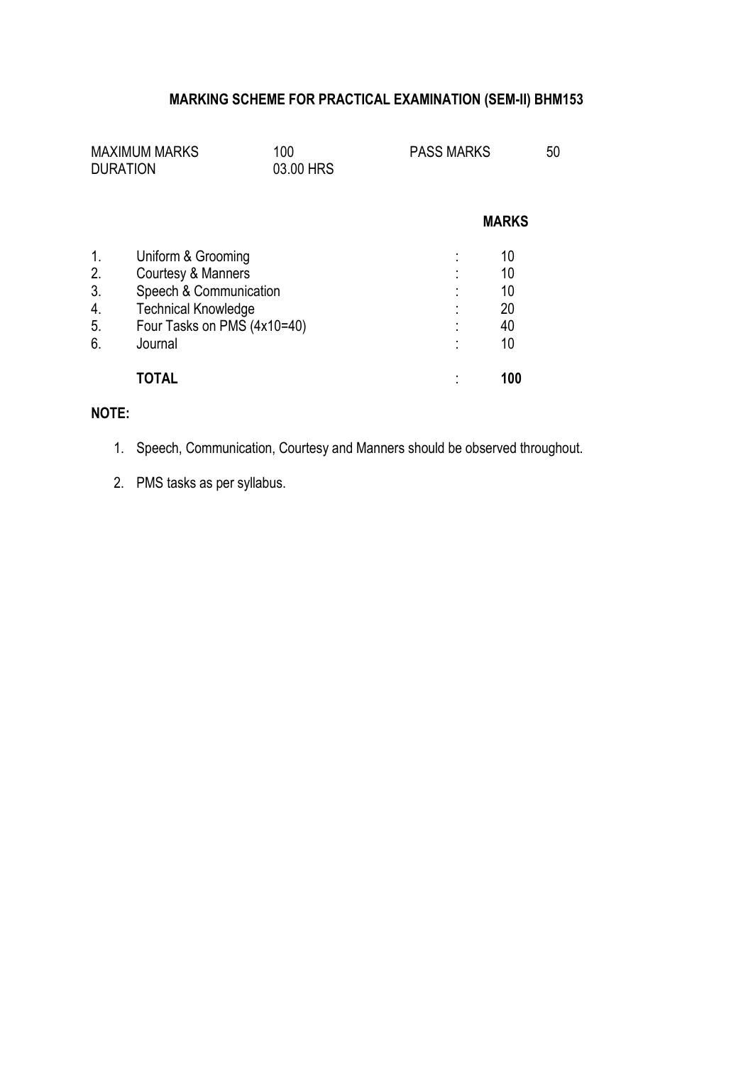## MARKING SCHEME FOR PRACTICAL EXAMINATION (SEM-II) BHM153

| | | | |
|---|---|---|---|
| MAXIMUM MARKS | 100 | PASS MARKS | 50 |
| DURATION | 03.00 HRS | | |

| | | | MARKS |
|---|---|---|---|
| 1. | Uniform & Grooming | : | 10 |
| 2. | Courtesy & Manners | : | 10 |
| 3. | Speech & Communication | : | 10 |
| 4. | Technical Knowledge | : | 20 |
| 5. | Four Tasks on PMS (4x10=40) | : | 40 |
| 6. | Journal | : | 10 |
| | **TOTAL** | : | **100** |

**NOTE:**

1. Speech, Communication, Courtesy and Manners should be observed throughout.
2. PMS tasks as per syllabus.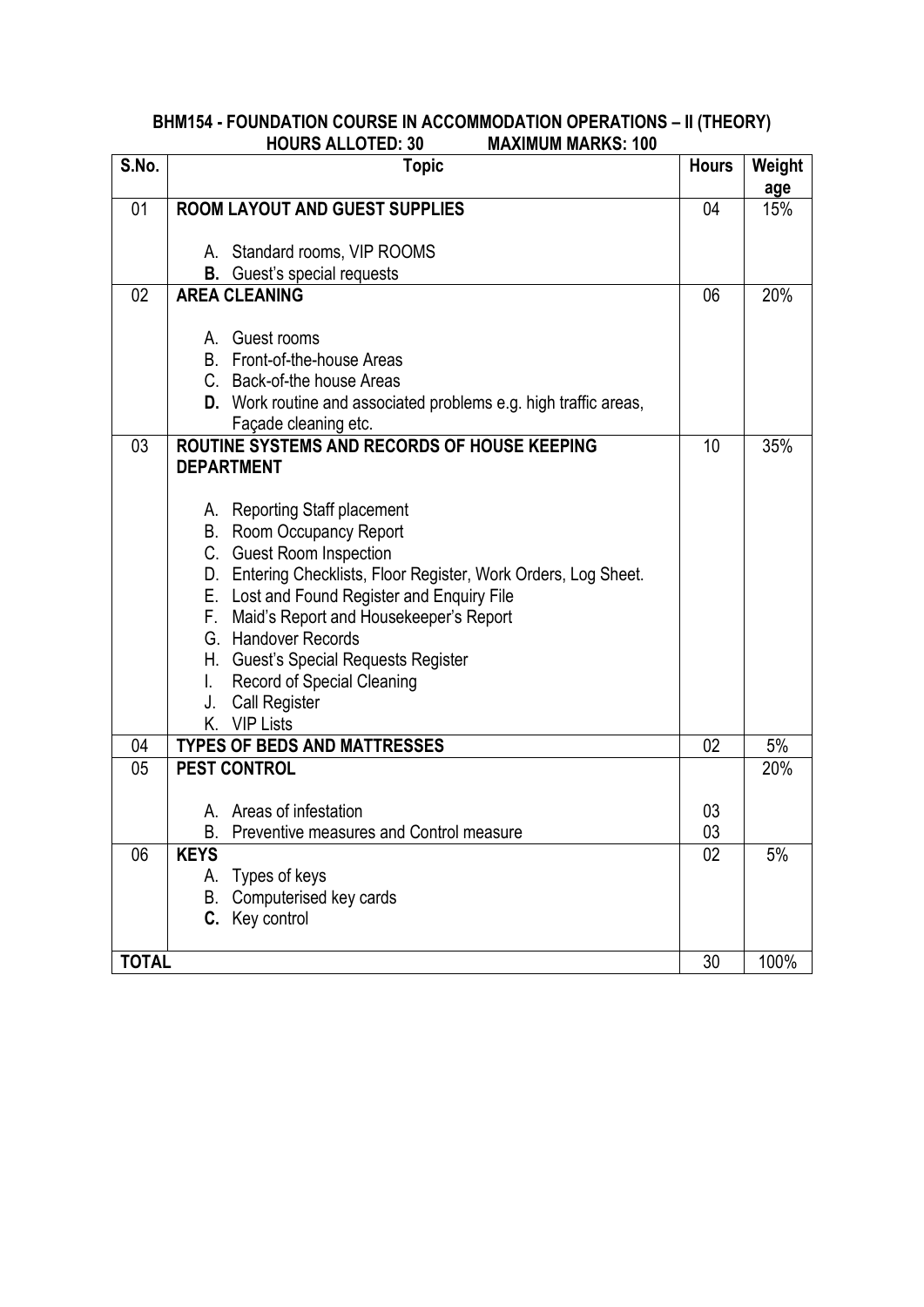# BHM154 - FOUNDATION COURSE IN ACCOMMODATION OPERATIONS – II (THEORY)

**HOURS ALLOTED: 30 MAXIMUM MARKS: 100**

| S.No. | Topic | Hours | Weightage |
|---|---|---|---|
| 01 | **ROOM LAYOUT AND GUEST SUPPLIES** | 04 | 15% |
| | A. Standard rooms, VIP ROOMS<br>**B.** Guest's special requests | | |
| 02 | **AREA CLEANING** | 06 | 20% |
| | A. Guest rooms<br>B. Front-of-the-house Areas<br>C. Back-of-the house Areas<br>**D.** Work routine and associated problems e.g. high traffic areas, Façade cleaning etc. | | |
| 03 | **ROUTINE SYSTEMS AND RECORDS OF HOUSE KEEPING DEPARTMENT** | 10 | 35% |
| | A. Reporting Staff placement<br>B. Room Occupancy Report<br>C. Guest Room Inspection<br>D. Entering Checklists, Floor Register, Work Orders, Log Sheet.<br>E. Lost and Found Register and Enquiry File<br>F. Maid's Report and Housekeeper's Report<br>G. Handover Records<br>H. Guest's Special Requests Register<br>I. Record of Special Cleaning<br>J. Call Register<br>K. VIP Lists | | |
| 04 | **TYPES OF BEDS AND MATTRESSES** | 02 | 5% |
| 05 | **PEST CONTROL** | | 20% |
| | A. Areas of infestation | 03 | |
| | B. Preventive measures and Control measure | 03 | |
| 06 | **KEYS**<br>A. Types of keys<br>B. Computerised key cards<br>**C.** Key control | 02 | 5% |
| **TOTAL** | | 30 | 100% |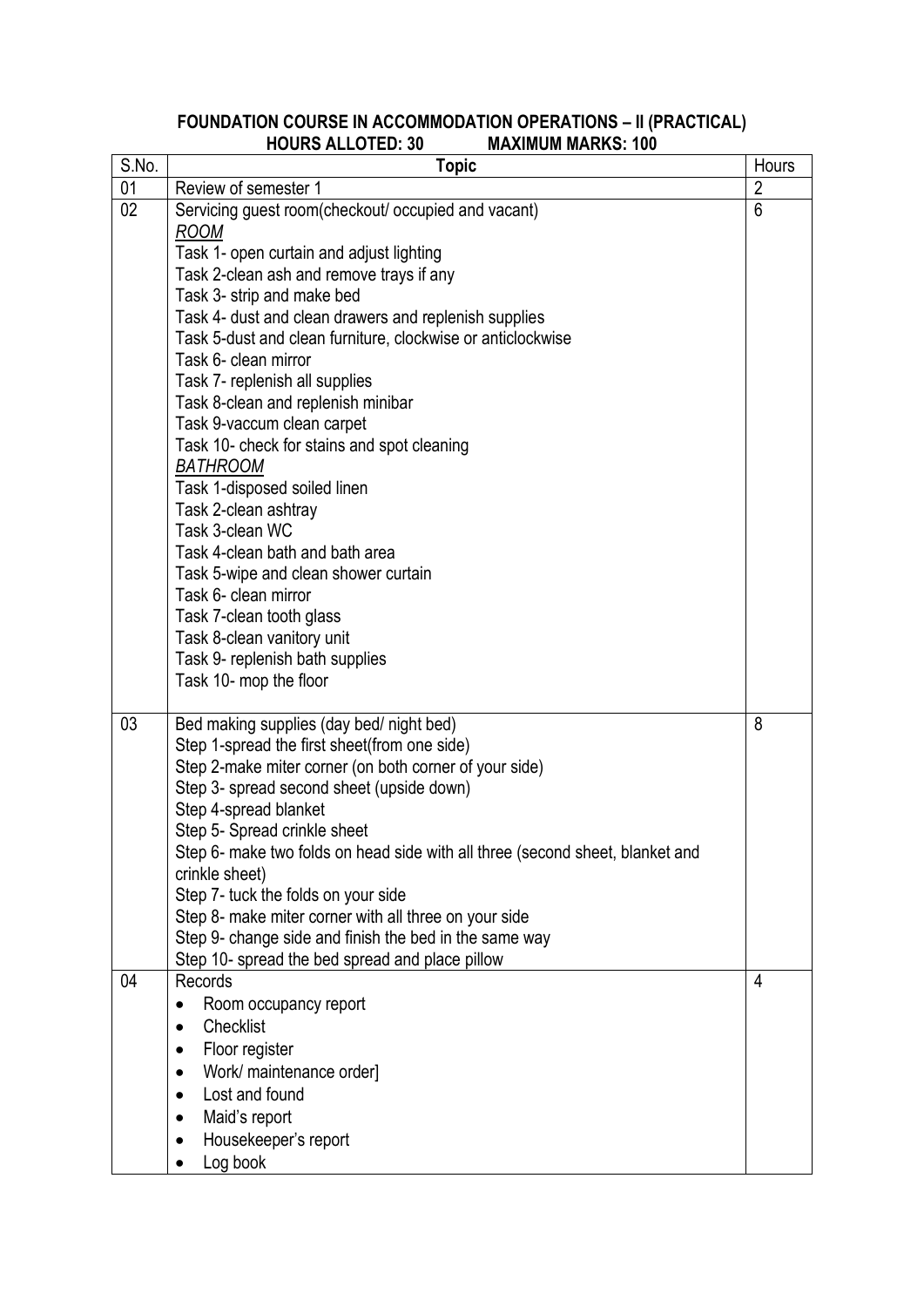**FOUNDATION COURSE IN ACCOMMODATION OPERATIONS – II (PRACTICAL)**
**HOURS ALLOTED: 30 MAXIMUM MARKS: 100**

| S.No. | Topic | Hours |
|---|---|---|
| 01 | Review of semester 1 | 2 |
| 02 | Servicing guest room(checkout/ occupied and vacant)<br>*ROOM*<br>Task 1- open curtain and adjust lighting<br>Task 2-clean ash and remove trays if any<br>Task 3- strip and make bed<br>Task 4- dust and clean drawers and replenish supplies<br>Task 5-dust and clean furniture, clockwise or anticlockwise<br>Task 6- clean mirror<br>Task 7- replenish all supplies<br>Task 8-clean and replenish minibar<br>Task 9-vaccum clean carpet<br>Task 10- check for stains and spot cleaning<br>*BATHROOM*<br>Task 1-disposed soiled linen<br>Task 2-clean ashtray<br>Task 3-clean WC<br>Task 4-clean bath and bath area<br>Task 5-wipe and clean shower curtain<br>Task 6- clean mirror<br>Task 7-clean tooth glass<br>Task 8-clean vanitory unit<br>Task 9- replenish bath supplies<br>Task 10- mop the floor | 6 |
| 03 | Bed making supplies (day bed/ night bed)<br>Step 1-spread the first sheet(from one side)<br>Step 2-make miter corner (on both corner of your side)<br>Step 3- spread second sheet (upside down)<br>Step 4-spread blanket<br>Step 5- Spread crinkle sheet<br>Step 6- make two folds on head side with all three (second sheet, blanket and crinkle sheet)<br>Step 7- tuck the folds on your side<br>Step 8- make miter corner with all three on your side<br>Step 9- change side and finish the bed in the same way<br>Step 10- spread the bed spread and place pillow | 8 |
| 04 | Records<br>• Room occupancy report<br>• Checklist<br>• Floor register<br>• Work/ maintenance order]<br>• Lost and found<br>• Maid's report<br>• Housekeeper's report<br>• Log book | 4 |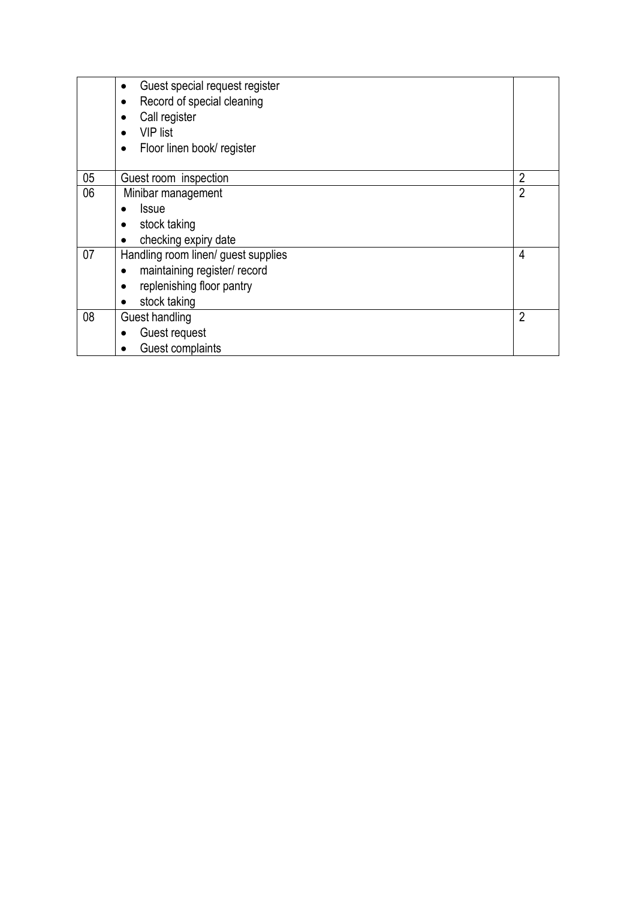| | | |
|---|---|---|
| | • Guest special request register<br>• Record of special cleaning<br>• Call register<br>• VIP list<br>• Floor linen book/ register | |
| 05 | Guest room inspection | 2 |
| 06 | Minibar management<br>• Issue<br>• stock taking<br>• checking expiry date | 2 |
| 07 | Handling room linen/ guest supplies<br>• maintaining register/ record<br>• replenishing floor pantry<br>• stock taking | 4 |
| 08 | Guest handling<br>• Guest request<br>• Guest complaints | 2 |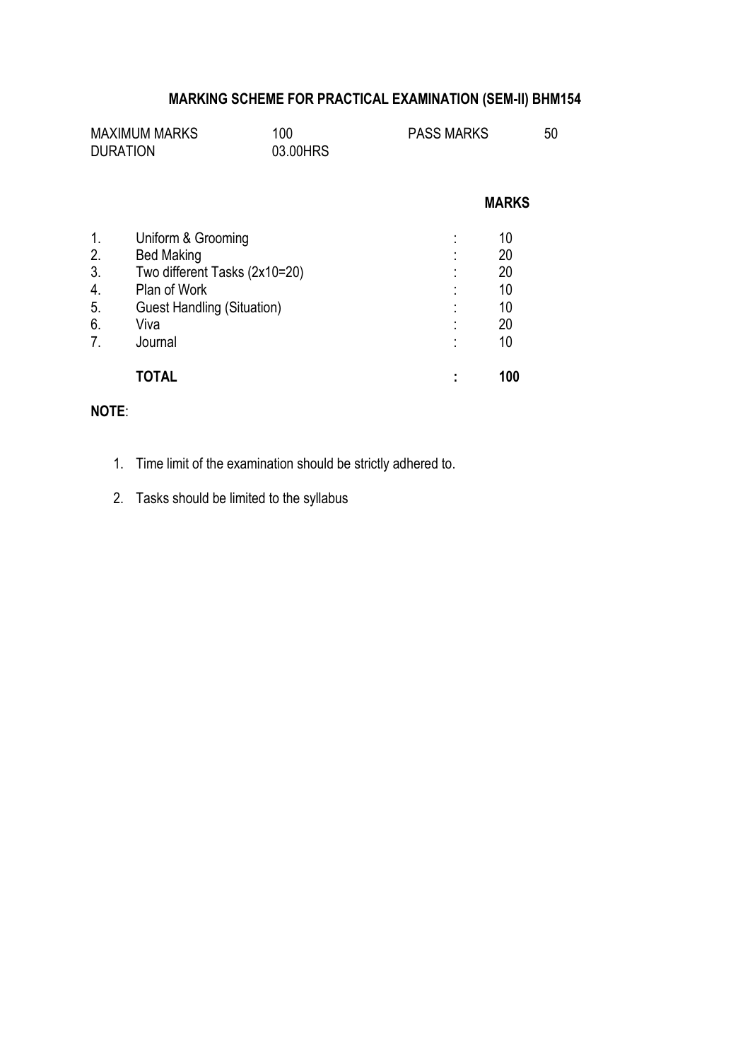## MARKING SCHEME FOR PRACTICAL EXAMINATION (SEM-II) BHM154

| | | | |
|---|---|---|---|
| MAXIMUM MARKS | 100 | PASS MARKS | 50 |
| DURATION | 03.00HRS | | |

| | | | MARKS |
|---|---|---|---|
| 1. | Uniform & Grooming | : | 10 |
| 2. | Bed Making | : | 20 |
| 3. | Two different Tasks (2x10=20) | : | 20 |
| 4. | Plan of Work | : | 10 |
| 5. | Guest Handling (Situation) | : | 10 |
| 6. | Viva | : | 20 |
| 7. | Journal | : | 10 |
| | **TOTAL** | **:** | **100** |

**NOTE**:

1. Time limit of the examination should be strictly adhered to.
2. Tasks should be limited to the syllabus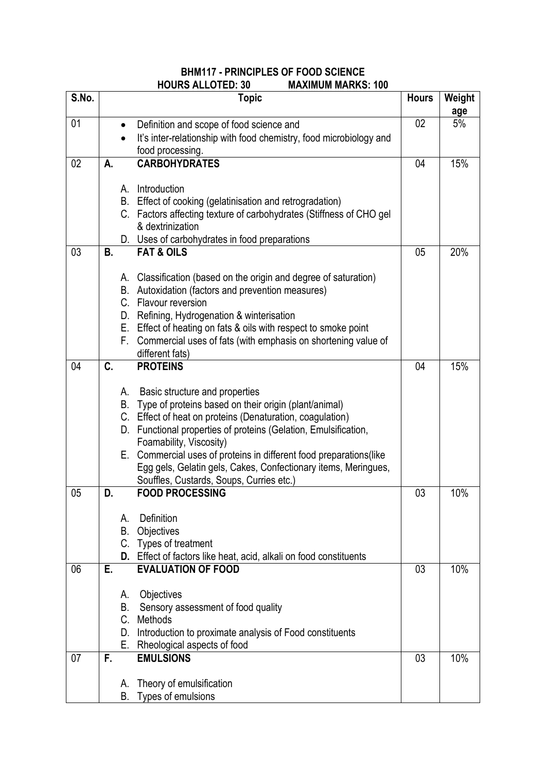# BHM117 - PRINCIPLES OF FOOD SCIENCE

**HOURS ALLOTED: 30 MAXIMUM MARKS: 100**

| S.No. | Topic | Hours | Weightage |
|---|---|---|---|
| 01 | • Definition and scope of food science and<br>• It's inter-relationship with food chemistry, food microbiology and food processing. | 02 | 5% |
| 02 | **A. CARBOHYDRATES**<br>A. Introduction<br>B. Effect of cooking (gelatinisation and retrogradation)<br>C. Factors affecting texture of carbohydrates (Stiffness of CHO gel & dextrinization<br>D. Uses of carbohydrates in food preparations | 04 | 15% |
| 03 | **B. FAT & OILS**<br>A. Classification (based on the origin and degree of saturation)<br>B. Autoxidation (factors and prevention measures)<br>C. Flavour reversion<br>D. Refining, Hydrogenation & winterisation<br>E. Effect of heating on fats & oils with respect to smoke point<br>F. Commercial uses of fats (with emphasis on shortening value of different fats) | 05 | 20% |
| 04 | **C. PROTEINS**<br>A. Basic structure and properties<br>B. Type of proteins based on their origin (plant/animal)<br>C. Effect of heat on proteins (Denaturation, coagulation)<br>D. Functional properties of proteins (Gelation, Emulsification, Foamability, Viscosity)<br>E. Commercial uses of proteins in different food preparations(like Egg gels, Gelatin gels, Cakes, Confectionary items, Meringues, Souffles, Custards, Soups, Curries etc.) | 04 | 15% |
| 05 | **D. FOOD PROCESSING**<br>A. Definition<br>B. Objectives<br>C. Types of treatment<br>**D.** Effect of factors like heat, acid, alkali on food constituents | 03 | 10% |
| 06 | **E. EVALUATION OF FOOD**<br>A. Objectives<br>B. Sensory assessment of food quality<br>C. Methods<br>D. Introduction to proximate analysis of Food constituents<br>E. Rheological aspects of food | 03 | 10% |
| 07 | **F. EMULSIONS**<br>A. Theory of emulsification<br>B. Types of emulsions | 03 | 10% |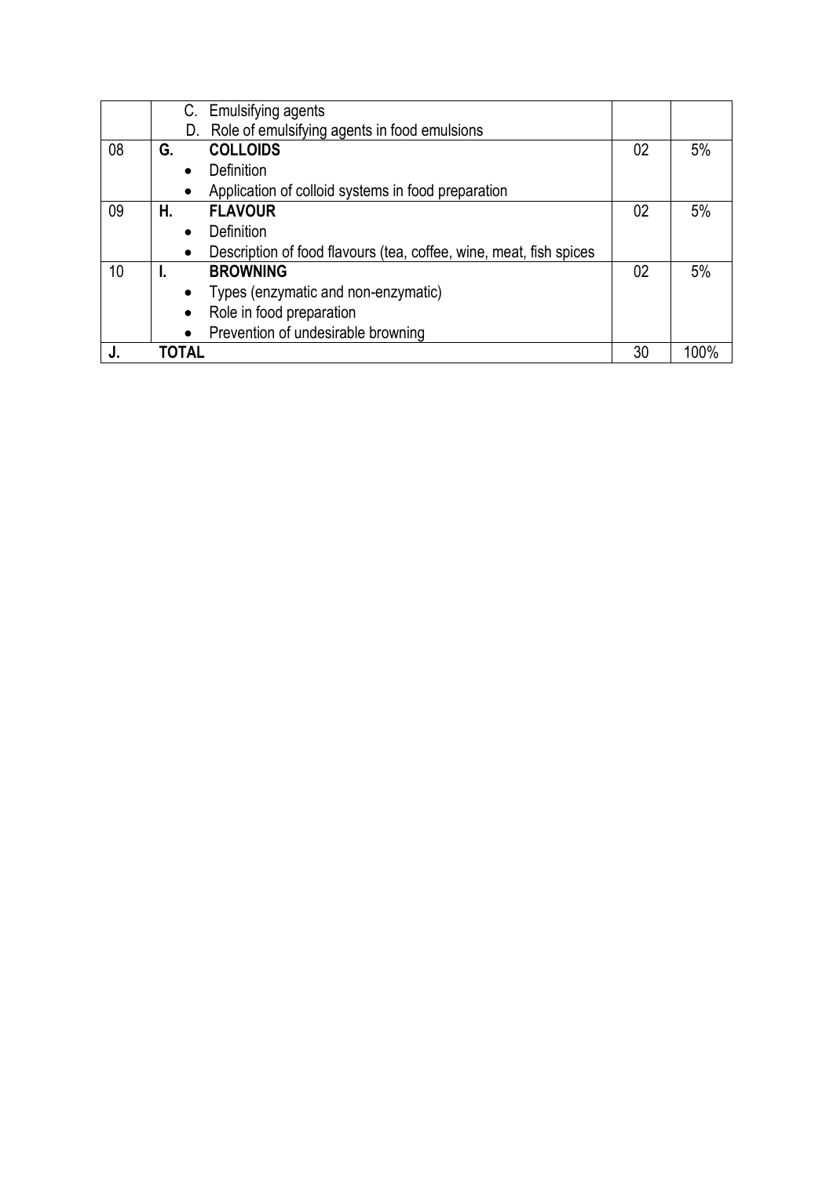| | | | |
|---|---|---|---|
| | C. Emulsifying agents<br>D. Role of emulsifying agents in food emulsions | | |
| 08 | **G. COLLOIDS**<br>• Definition<br>• Application of colloid systems in food preparation | 02 | 5% |
| 09 | **H. FLAVOUR**<br>• Definition<br>• Description of food flavours (tea, coffee, wine, meat, fish spices | 02 | 5% |
| 10 | **I. BROWNING**<br>• Types (enzymatic and non-enzymatic)<br>• Role in food preparation<br>• Prevention of undesirable browning | 02 | 5% |
| **J.** | **TOTAL** | 30 | 100% |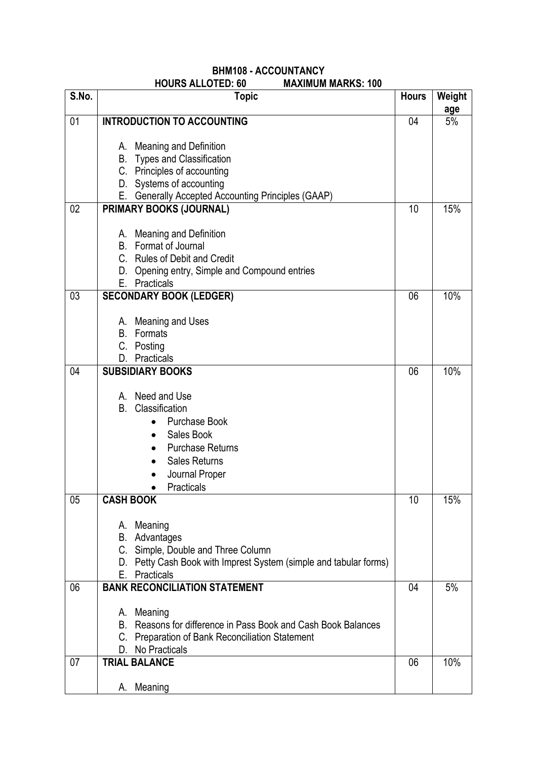**BHM108 - ACCOUNTANCY**

**HOURS ALLOTED: 60 MAXIMUM MARKS: 100**

| S.No. | Topic | Hours | Weightage |
|---|---|---|---|
| 01 | **INTRODUCTION TO ACCOUNTING**<br><br>A. Meaning and Definition<br>B. Types and Classification<br>C. Principles of accounting<br>D. Systems of accounting<br>E. Generally Accepted Accounting Principles (GAAP) | 04 | 5% |
| 02 | **PRIMARY BOOKS (JOURNAL)**<br><br>A. Meaning and Definition<br>B. Format of Journal<br>C. Rules of Debit and Credit<br>D. Opening entry, Simple and Compound entries<br>E. Practicals | 10 | 15% |
| 03 | **SECONDARY BOOK (LEDGER)**<br><br>A. Meaning and Uses<br>B. Formats<br>C. Posting<br>D. Practicals | 06 | 10% |
| 04 | **SUBSIDIARY BOOKS**<br><br>A. Need and Use<br>B. Classification<br>• Purchase Book<br>• Sales Book<br>• Purchase Returns<br>• Sales Returns<br>• Journal Proper<br>• Practicals | 06 | 10% |
| 05 | **CASH BOOK**<br><br>A. Meaning<br>B. Advantages<br>C. Simple, Double and Three Column<br>D. Petty Cash Book with Imprest System (simple and tabular forms)<br>E. Practicals | 10 | 15% |
| 06 | **BANK RECONCILIATION STATEMENT**<br><br>A. Meaning<br>B. Reasons for difference in Pass Book and Cash Book Balances<br>C. Preparation of Bank Reconciliation Statement<br>D. No Practicals | 04 | 5% |
| 07 | **TRIAL BALANCE**<br><br>A. Meaning | 06 | 10% |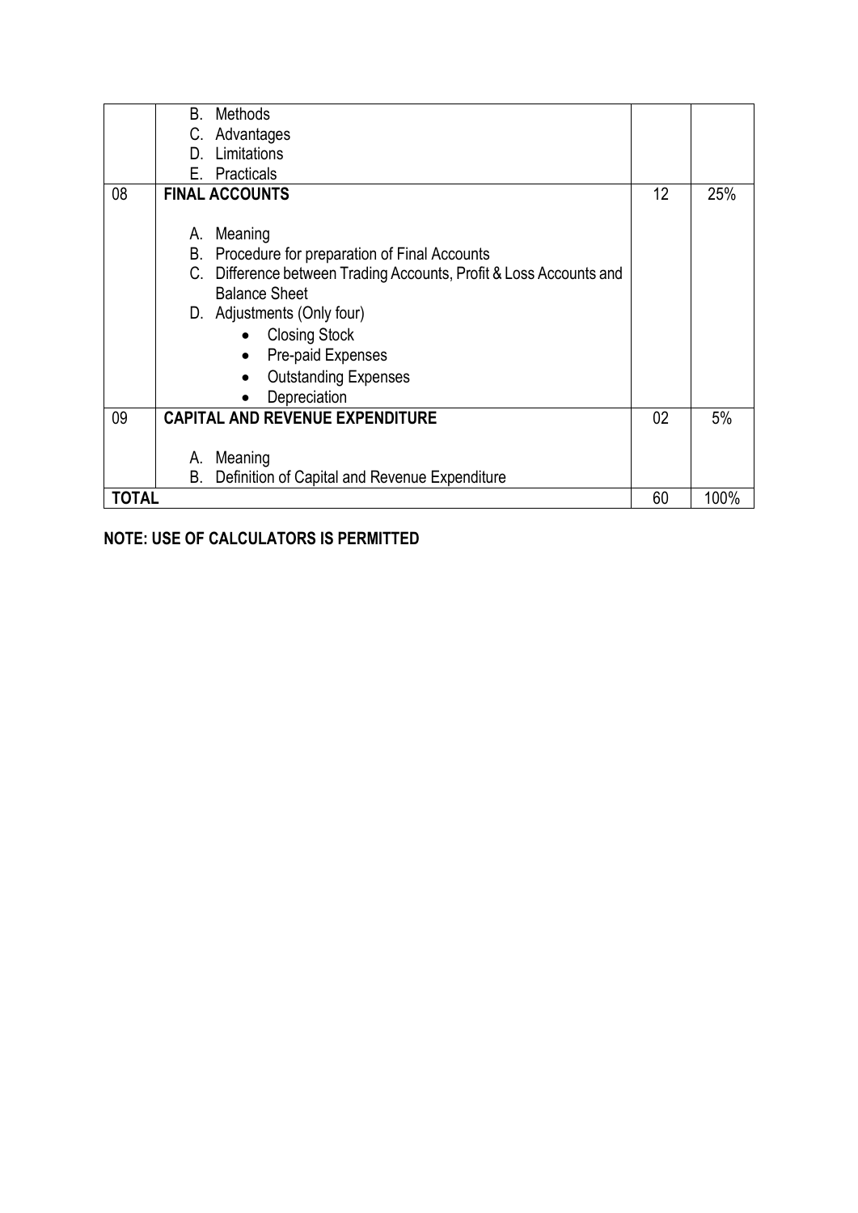| | | | |
|---|---|---|---|
| | B. Methods<br>C. Advantages<br>D. Limitations<br>E. Practicals | | |
| 08 | **FINAL ACCOUNTS**<br><br>A. Meaning<br>B. Procedure for preparation of Final Accounts<br>C. Difference between Trading Accounts, Profit & Loss Accounts and Balance Sheet<br>D. Adjustments (Only four)<br>• Closing Stock<br>• Pre-paid Expenses<br>• Outstanding Expenses<br>• Depreciation | 12 | 25% |
| 09 | **CAPITAL AND REVENUE EXPENDITURE**<br><br>A. Meaning<br>B. Definition of Capital and Revenue Expenditure | 02 | 5% |
| **TOTAL** | | 60 | 100% |

**NOTE: USE OF CALCULATORS IS PERMITTED**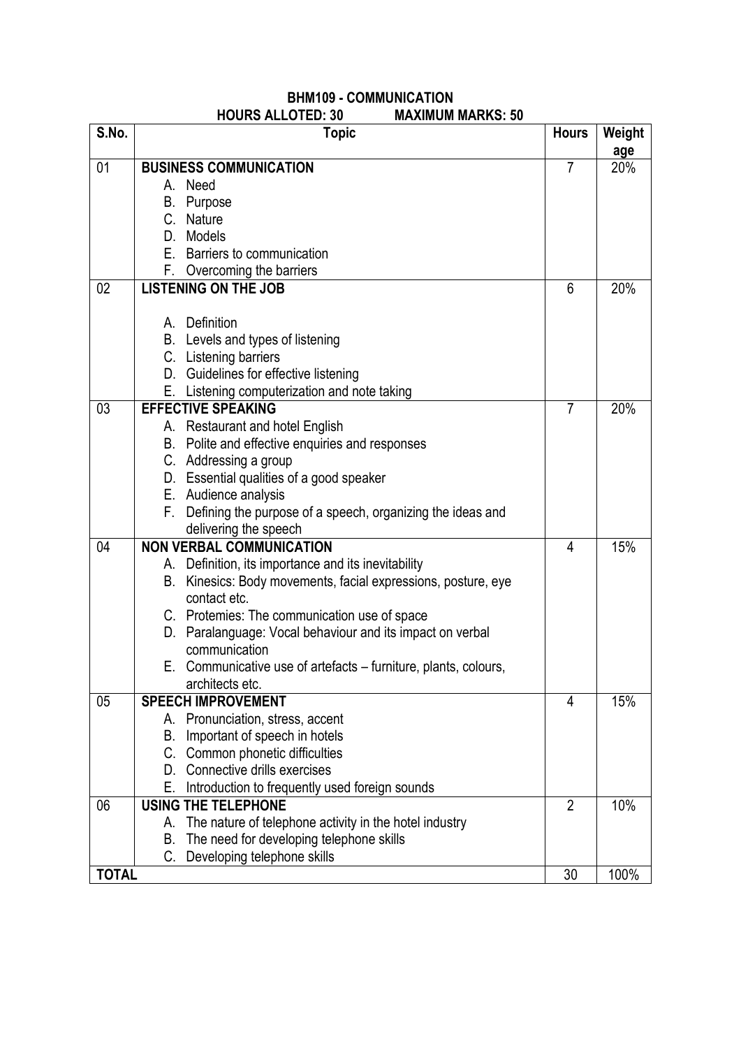# BHM109 - COMMUNICATION

**HOURS ALLOTED: 30 MAXIMUM MARKS: 50**

| S.No. | Topic | Hours | Weightage |
|---|---|---|---|
| 01 | **BUSINESS COMMUNICATION**<br>A. Need<br>B. Purpose<br>C. Nature<br>D. Models<br>E. Barriers to communication<br>F. Overcoming the barriers | 7 | 20% |
| 02 | **LISTENING ON THE JOB**<br>A. Definition<br>B. Levels and types of listening<br>C. Listening barriers<br>D. Guidelines for effective listening<br>E. Listening computerization and note taking | 6 | 20% |
| 03 | **EFFECTIVE SPEAKING**<br>A. Restaurant and hotel English<br>B. Polite and effective enquiries and responses<br>C. Addressing a group<br>D. Essential qualities of a good speaker<br>E. Audience analysis<br>F. Defining the purpose of a speech, organizing the ideas and delivering the speech | 7 | 20% |
| 04 | **NON VERBAL COMMUNICATION**<br>A. Definition, its importance and its inevitability<br>B. Kinesics: Body movements, facial expressions, posture, eye contact etc.<br>C. Protemies: The communication use of space<br>D. Paralanguage: Vocal behaviour and its impact on verbal communication<br>E. Communicative use of artefacts – furniture, plants, colours, architects etc. | 4 | 15% |
| 05 | **SPEECH IMPROVEMENT**<br>A. Pronunciation, stress, accent<br>B. Important of speech in hotels<br>C. Common phonetic difficulties<br>D. Connective drills exercises<br>E. Introduction to frequently used foreign sounds | 4 | 15% |
| 06 | **USING THE TELEPHONE**<br>A. The nature of telephone activity in the hotel industry<br>B. The need for developing telephone skills<br>C. Developing telephone skills | 2 | 10% |
| **TOTAL** | | 30 | 100% |